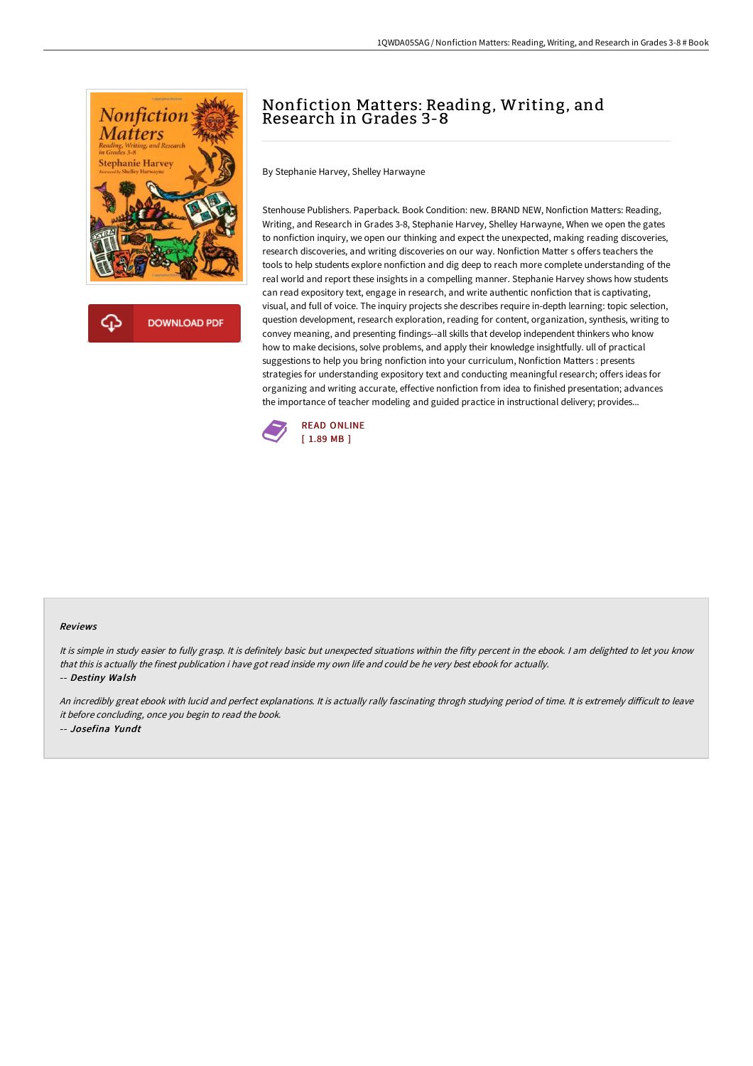# Nonfiction Matters: Reading, Writing, and Research in Grades 3-8

By Stephanie Harvey, Shelley Harwayne

DOWNLOAD PDF

Stenhouse Publishers. Paperback. Book Condition: new. BRAND NEW, Nonfiction Matters: Reading, Writing, and Research in Grades 3-8, Stephanie Harvey, Shelley Harwayne, When we open the gates to nonfiction inquiry, we open our thinking and expect the unexpected, making reading discoveries, research discoveries, and writing discoveries on our way. Nonfiction Matter s offers teachers the tools to help students explore nonfiction and dig deep to reach more complete understanding of the real world and report these insights in a compelling manner. Stephanie Harvey shows how students can read expository text, engage in research, and write authentic nonfiction that is captivating, visual, and full of voice. The inquiry projects she describes require in-depth learning: topic selection, question development, research exploration, reading for content, organization, synthesis, writing to convey meaning, and presenting findings--all skills that develop independent thinkers who know how to make decisions, solve problems, and apply their knowledge insightfully. ull of practical suggestions to help you bring nonfiction into your curriculum, Nonfiction Matters : presents strategies for understanding expository text and conducting meaningful research; offers ideas for organizing and writing accurate, effective nonfiction from idea to finished presentation; advances the importance of teacher modeling and guided practice in instructional delivery; provides...

READ ONLINE
[ 1.89 MB ]

#### Reviews

*It is simple in study easier to fully grasp. It is definitely basic but unexpected situations within the fifty percent in the ebook. I am delighted to let you know that this is actually the finest publication i have got read inside my own life and could be he very best ebook for actually.*

-- ***Destiny Walsh***

*An incredibly great ebook with lucid and perfect explanations. It is actually rally fascinating throgh studying period of time. It is extremely difficult to leave it before concluding, once you begin to read the book.*

-- ***Josefina Yundt***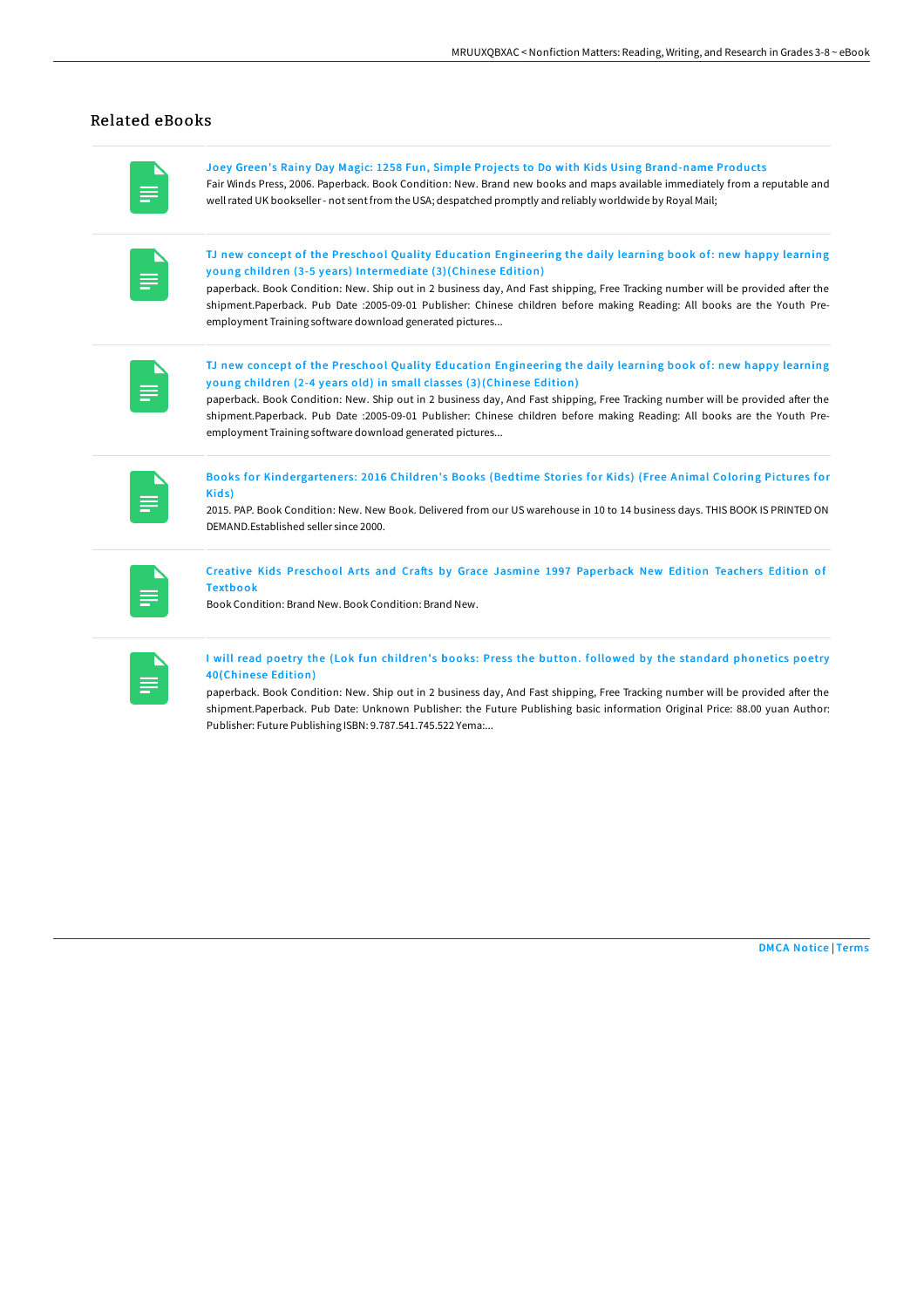## Related eBooks

Joey Green's Rainy Day Magic: 1258 Fun, Simple Projects to Do with Kids Using Brand-name Products

Fair Winds Press, 2006. Paperback. Book Condition: New. Brand new books and maps available immediately from a reputable and well rated UK bookseller - not sent from the USA; despatched promptly and reliably worldwide by Royal Mail;

TJ new concept of the Preschool Quality Education Engineering the daily learning book of: new happy learning young children (3-5 years) Intermediate (3)(Chinese Edition)

paperback. Book Condition: New. Ship out in 2 business day, And Fast shipping, Free Tracking number will be provided after the shipment.Paperback. Pub Date :2005-09-01 Publisher: Chinese children before making Reading: All books are the Youth Pre-employment Training software download generated pictures...

TJ new concept of the Preschool Quality Education Engineering the daily learning book of: new happy learning young children (2-4 years old) in small classes (3)(Chinese Edition)

paperback. Book Condition: New. Ship out in 2 business day, And Fast shipping, Free Tracking number will be provided after the shipment.Paperback. Pub Date :2005-09-01 Publisher: Chinese children before making Reading: All books are the Youth Pre-employment Training software download generated pictures...

Books for Kindergarteners: 2016 Children's Books (Bedtime Stories for Kids) (Free Animal Coloring Pictures for Kids)

2015. PAP. Book Condition: New. New Book. Delivered from our US warehouse in 10 to 14 business days. THIS BOOK IS PRINTED ON DEMAND.Established seller since 2000.

Creative Kids Preschool Arts and Crafts by Grace Jasmine 1997 Paperback New Edition Teachers Edition of Textbook

Book Condition: Brand New. Book Condition: Brand New.

I will read poetry the (Lok fun children's books: Press the button. followed by the standard phonetics poetry 40(Chinese Edition)

paperback. Book Condition: New. Ship out in 2 business day, And Fast shipping, Free Tracking number will be provided after the shipment.Paperback. Pub Date: Unknown Publisher: the Future Publishing basic information Original Price: 88.00 yuan Author: Publisher: Future Publishing ISBN: 9.787.541.745.522 Yema:...

DMCA Notice | Terms